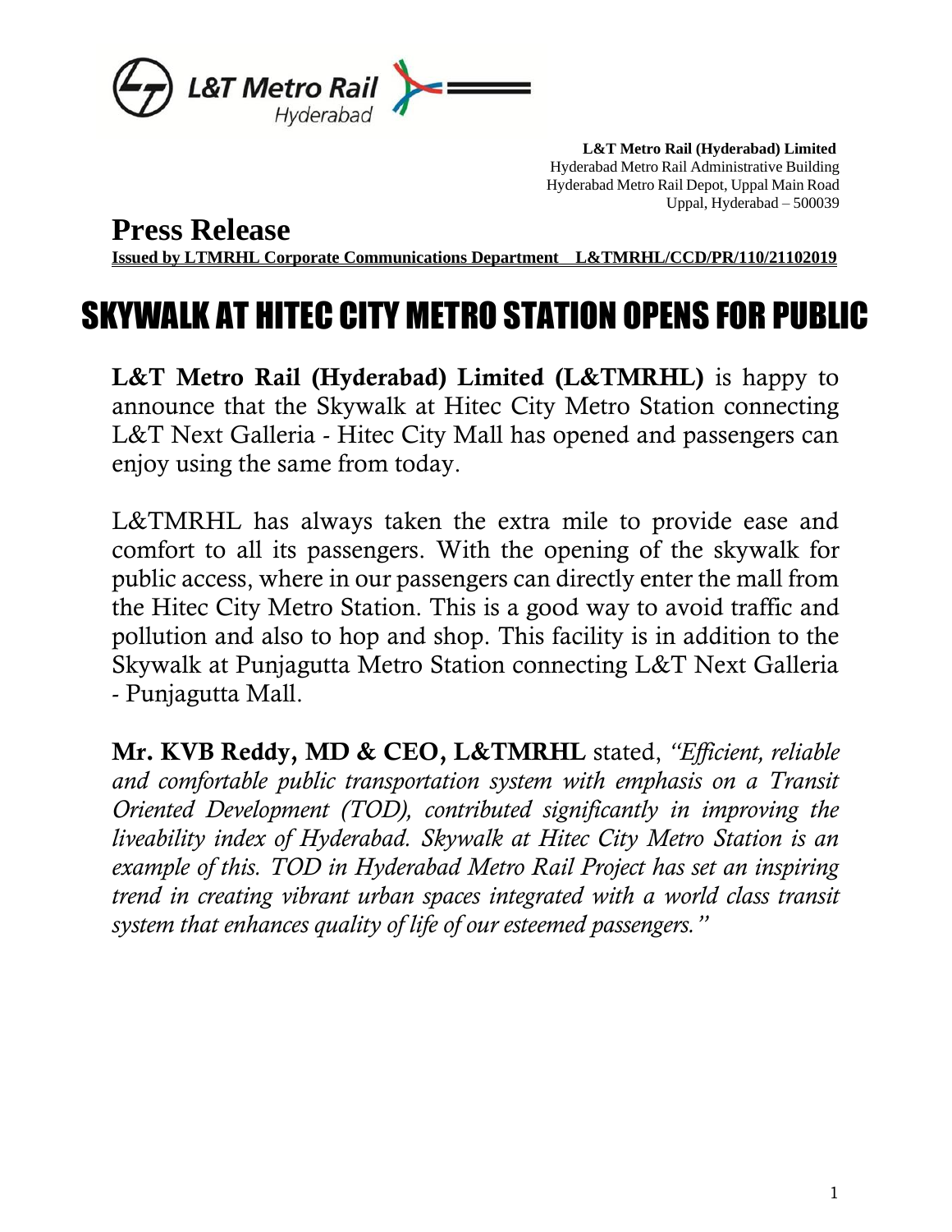**L&T Metro Rail (Hyderabad) Limited**
Hyderabad Metro Rail Administrative Building
Hyderabad Metro Rail Depot, Uppal Main Road
Uppal, Hyderabad – 500039

# Press Release

**Issued by LTMRHL Corporate Communications Department L&TMRHL/CCD/PR/110/21102019**

# SKYWALK AT HITEC CITY METRO STATION OPENS FOR PUBLIC

**L&T Metro Rail (Hyderabad) Limited (L&TMRHL)** is happy to announce that the Skywalk at Hitec City Metro Station connecting L&T Next Galleria - Hitec City Mall has opened and passengers can enjoy using the same from today.

L&TMRHL has always taken the extra mile to provide ease and comfort to all its passengers. With the opening of the skywalk for public access, where in our passengers can directly enter the mall from the Hitec City Metro Station. This is a good way to avoid traffic and pollution and also to hop and shop. This facility is in addition to the Skywalk at Punjagutta Metro Station connecting L&T Next Galleria - Punjagutta Mall.

**Mr. KVB Reddy, MD & CEO, L&TMRHL** stated, *"Efficient, reliable and comfortable public transportation system with emphasis on a Transit Oriented Development (TOD), contributed significantly in improving the liveability index of Hyderabad. Skywalk at Hitec City Metro Station is an example of this. TOD in Hyderabad Metro Rail Project has set an inspiring trend in creating vibrant urban spaces integrated with a world class transit system that enhances quality of life of our esteemed passengers."*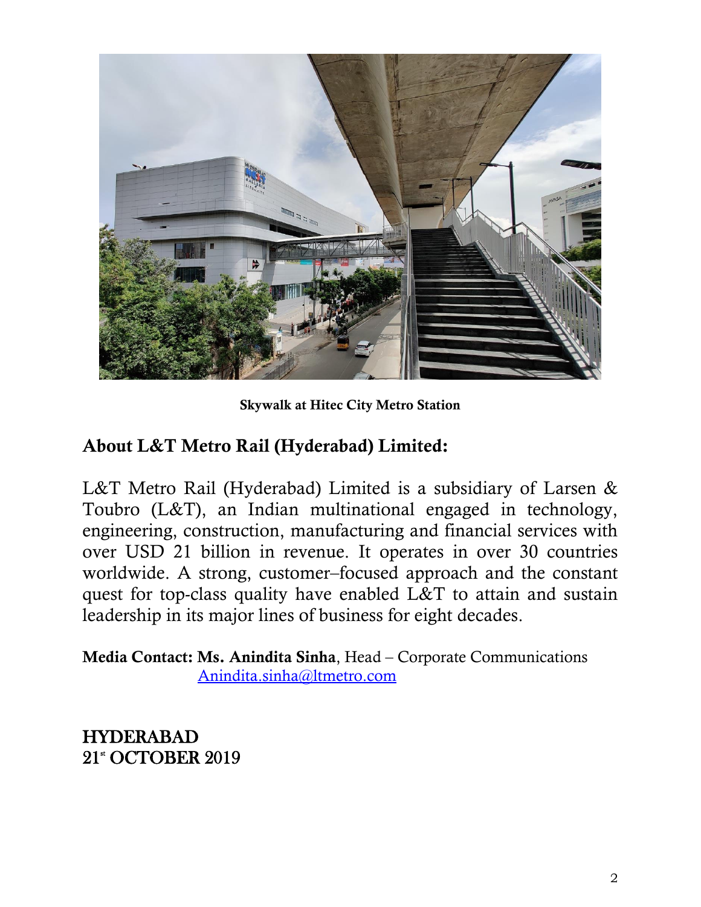**Skywalk at Hitec City Metro Station**

## About L&T Metro Rail (Hyderabad) Limited:

L&T Metro Rail (Hyderabad) Limited is a subsidiary of Larsen & Toubro (L&T), an Indian multinational engaged in technology, engineering, construction, manufacturing and financial services with over USD 21 billion in revenue. It operates in over 30 countries worldwide. A strong, customer–focused approach and the constant quest for top-class quality have enabled L&T to attain and sustain leadership in its major lines of business for eight decades.

**Media Contact: Ms. Anindita Sinha**, Head – Corporate Communications
Anindita.sinha@ltmetro.com

HYDERABAD
21st OCTOBER 2019